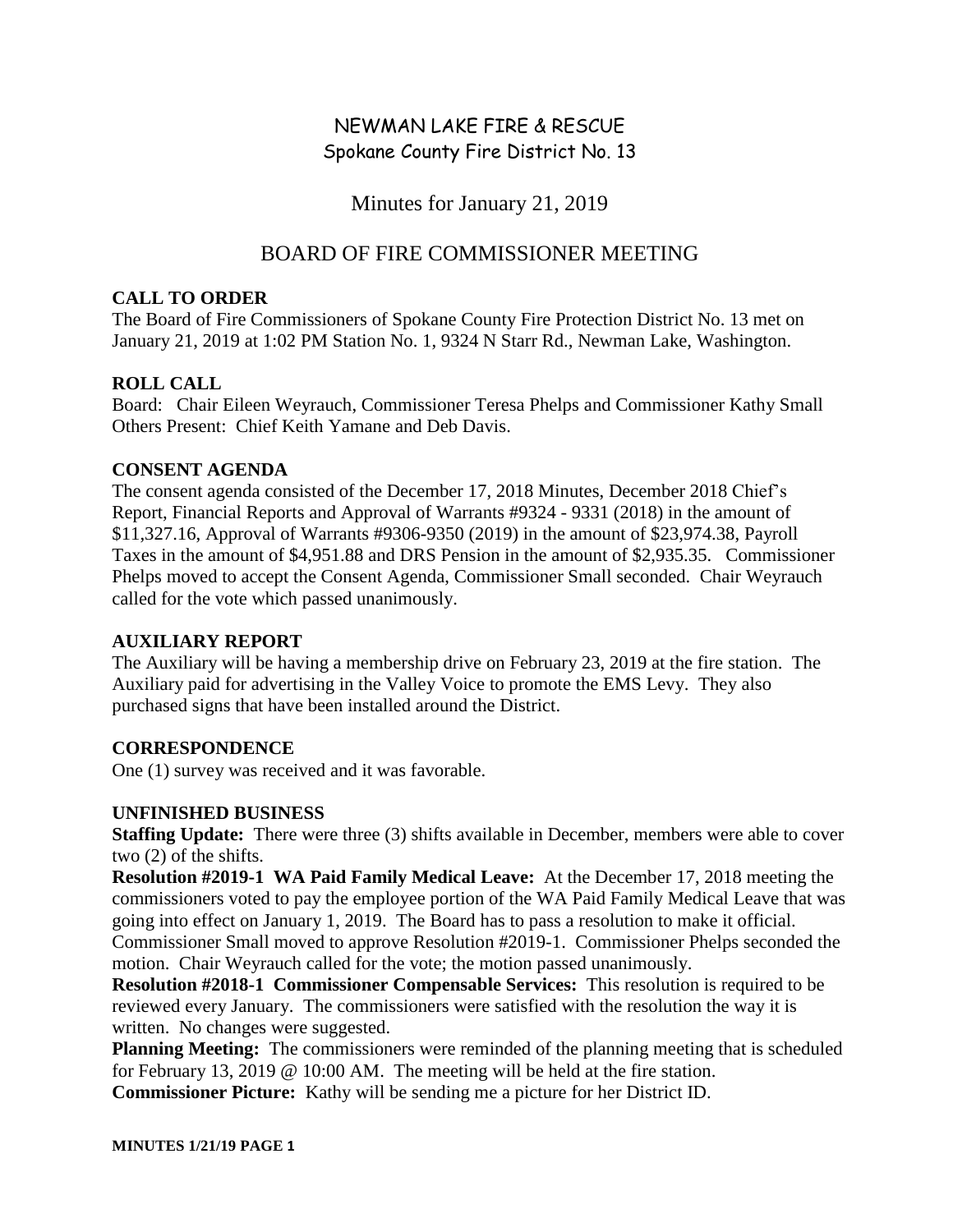# NEWMAN LAKE FIRE & RESCUE
## Spokane County Fire District No. 13

## Minutes for January 21, 2019

## BOARD OF FIRE COMMISSIONER MEETING

### CALL TO ORDER

The Board of Fire Commissioners of Spokane County Fire Protection District No. 13 met on January 21, 2019 at 1:02 PM Station No. 1, 9324 N Starr Rd., Newman Lake, Washington.

### ROLL CALL

Board: Chair Eileen Weyrauch, Commissioner Teresa Phelps and Commissioner Kathy Small
Others Present: Chief Keith Yamane and Deb Davis.

### CONSENT AGENDA

The consent agenda consisted of the December 17, 2018 Minutes, December 2018 Chief's Report, Financial Reports and Approval of Warrants #9324 - 9331 (2018) in the amount of $11,327.16, Approval of Warrants #9306-9350 (2019) in the amount of $23,974.38, Payroll Taxes in the amount of $4,951.88 and DRS Pension in the amount of $2,935.35. Commissioner Phelps moved to accept the Consent Agenda, Commissioner Small seconded. Chair Weyrauch called for the vote which passed unanimously.

### AUXILIARY REPORT

The Auxiliary will be having a membership drive on February 23, 2019 at the fire station. The Auxiliary paid for advertising in the Valley Voice to promote the EMS Levy. They also purchased signs that have been installed around the District.

### CORRESPONDENCE

One (1) survey was received and it was favorable.

### UNFINISHED BUSINESS

**Staffing Update:** There were three (3) shifts available in December, members were able to cover two (2) of the shifts.

**Resolution #2019-1 WA Paid Family Medical Leave:** At the December 17, 2018 meeting the commissioners voted to pay the employee portion of the WA Paid Family Medical Leave that was going into effect on January 1, 2019. The Board has to pass a resolution to make it official. Commissioner Small moved to approve Resolution #2019-1. Commissioner Phelps seconded the motion. Chair Weyrauch called for the vote; the motion passed unanimously.

**Resolution #2018-1 Commissioner Compensable Services:** This resolution is required to be reviewed every January. The commissioners were satisfied with the resolution the way it is written. No changes were suggested.

**Planning Meeting:** The commissioners were reminded of the planning meeting that is scheduled for February 13, 2019 @ 10:00 AM. The meeting will be held at the fire station.

**Commissioner Picture:** Kathy will be sending me a picture for her District ID.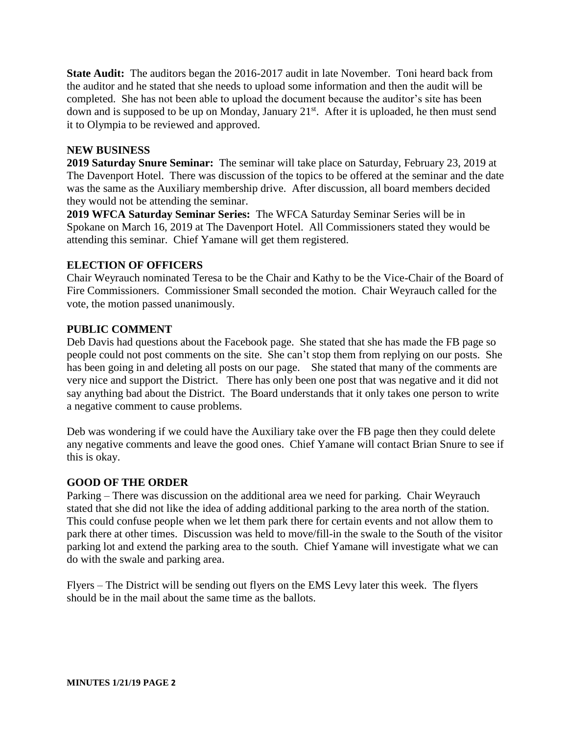**State Audit:** The auditors began the 2016-2017 audit in late November. Toni heard back from the auditor and he stated that she needs to upload some information and then the audit will be completed. She has not been able to upload the document because the auditor's site has been down and is supposed to be up on Monday, January 21st. After it is uploaded, he then must send it to Olympia to be reviewed and approved.

## NEW BUSINESS

**2019 Saturday Snure Seminar:** The seminar will take place on Saturday, February 23, 2019 at The Davenport Hotel. There was discussion of the topics to be offered at the seminar and the date was the same as the Auxiliary membership drive. After discussion, all board members decided they would not be attending the seminar.

**2019 WFCA Saturday Seminar Series:** The WFCA Saturday Seminar Series will be in Spokane on March 16, 2019 at The Davenport Hotel. All Commissioners stated they would be attending this seminar. Chief Yamane will get them registered.

## ELECTION OF OFFICERS

Chair Weyrauch nominated Teresa to be the Chair and Kathy to be the Vice-Chair of the Board of Fire Commissioners. Commissioner Small seconded the motion. Chair Weyrauch called for the vote, the motion passed unanimously.

## PUBLIC COMMENT

Deb Davis had questions about the Facebook page. She stated that she has made the FB page so people could not post comments on the site. She can't stop them from replying on our posts. She has been going in and deleting all posts on our page. She stated that many of the comments are very nice and support the District. There has only been one post that was negative and it did not say anything bad about the District. The Board understands that it only takes one person to write a negative comment to cause problems.

Deb was wondering if we could have the Auxiliary take over the FB page then they could delete any negative comments and leave the good ones. Chief Yamane will contact Brian Snure to see if this is okay.

## GOOD OF THE ORDER

Parking – There was discussion on the additional area we need for parking. Chair Weyrauch stated that she did not like the idea of adding additional parking to the area north of the station. This could confuse people when we let them park there for certain events and not allow them to park there at other times. Discussion was held to move/fill-in the swale to the South of the visitor parking lot and extend the parking area to the south. Chief Yamane will investigate what we can do with the swale and parking area.

Flyers – The District will be sending out flyers on the EMS Levy later this week. The flyers should be in the mail about the same time as the ballots.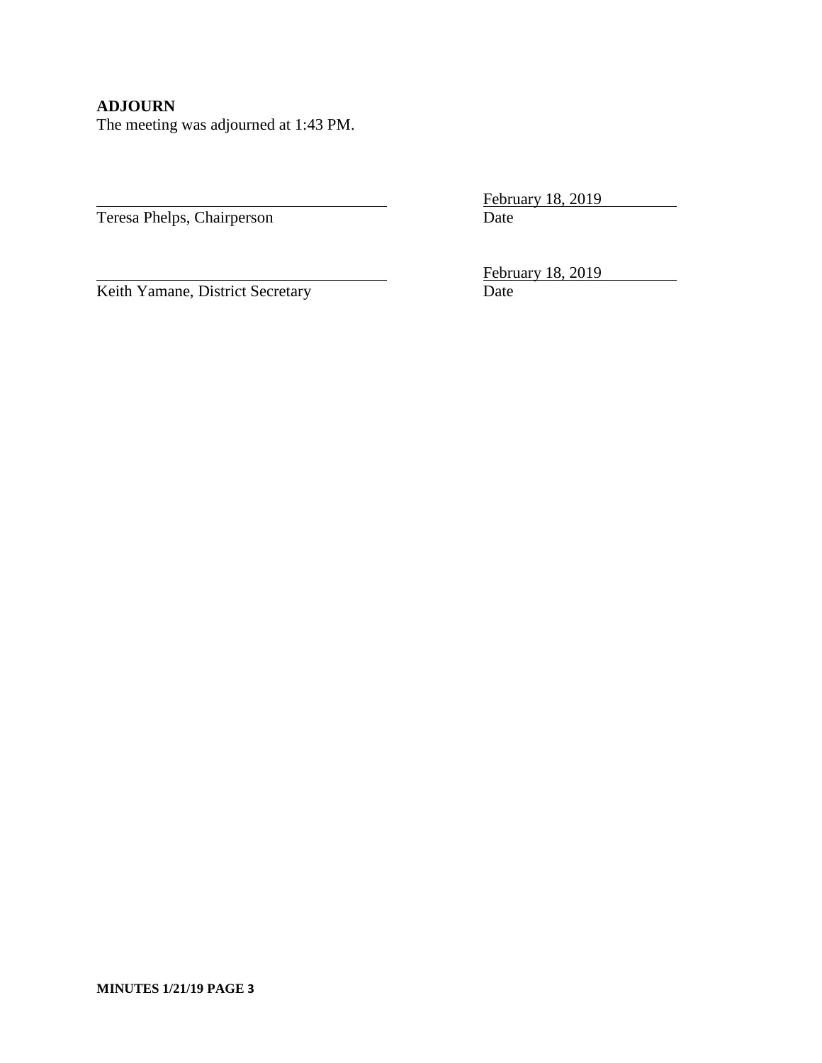**ADJOURN**

The meeting was adjourned at 1:43 PM.

| | |
|---|---|
| _______________________________ | February 18, 2019 |
| Teresa Phelps, Chairperson | Date |
| _______________________________ | February 18, 2019 |
| Keith Yamane, District Secretary | Date |

**MINUTES 1/21/19 PAGE 3**